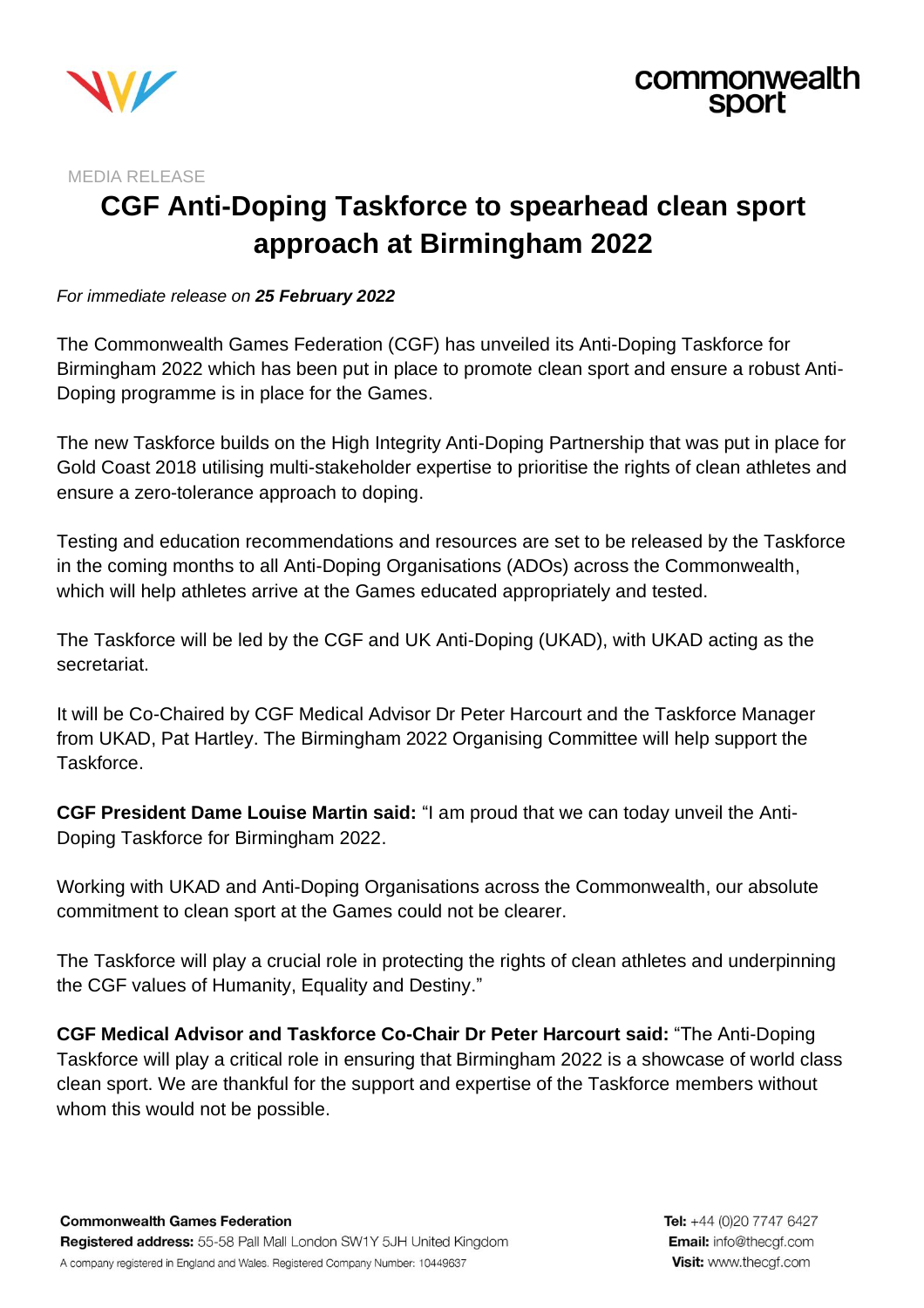MEDIA RELEASE

# CGF Anti-Doping Taskforce to spearhead clean sport approach at Birmingham 2022

*For immediate release on **25 February 2022***

The Commonwealth Games Federation (CGF) has unveiled its Anti-Doping Taskforce for Birmingham 2022 which has been put in place to promote clean sport and ensure a robust Anti-Doping programme is in place for the Games.

The new Taskforce builds on the High Integrity Anti-Doping Partnership that was put in place for Gold Coast 2018 utilising multi-stakeholder expertise to prioritise the rights of clean athletes and ensure a zero-tolerance approach to doping.

Testing and education recommendations and resources are set to be released by the Taskforce in the coming months to all Anti-Doping Organisations (ADOs) across the Commonwealth, which will help athletes arrive at the Games educated appropriately and tested.

The Taskforce will be led by the CGF and UK Anti-Doping (UKAD), with UKAD acting as the secretariat.

It will be Co-Chaired by CGF Medical Advisor Dr Peter Harcourt and the Taskforce Manager from UKAD, Pat Hartley. The Birmingham 2022 Organising Committee will help support the Taskforce.

**CGF President Dame Louise Martin said:** "I am proud that we can today unveil the Anti-Doping Taskforce for Birmingham 2022.

Working with UKAD and Anti-Doping Organisations across the Commonwealth, our absolute commitment to clean sport at the Games could not be clearer.

The Taskforce will play a crucial role in protecting the rights of clean athletes and underpinning the CGF values of Humanity, Equality and Destiny."

**CGF Medical Advisor and Taskforce Co-Chair Dr Peter Harcourt said:** "The Anti-Doping Taskforce will play a critical role in ensuring that Birmingham 2022 is a showcase of world class clean sport. We are thankful for the support and expertise of the Taskforce members without whom this would not be possible.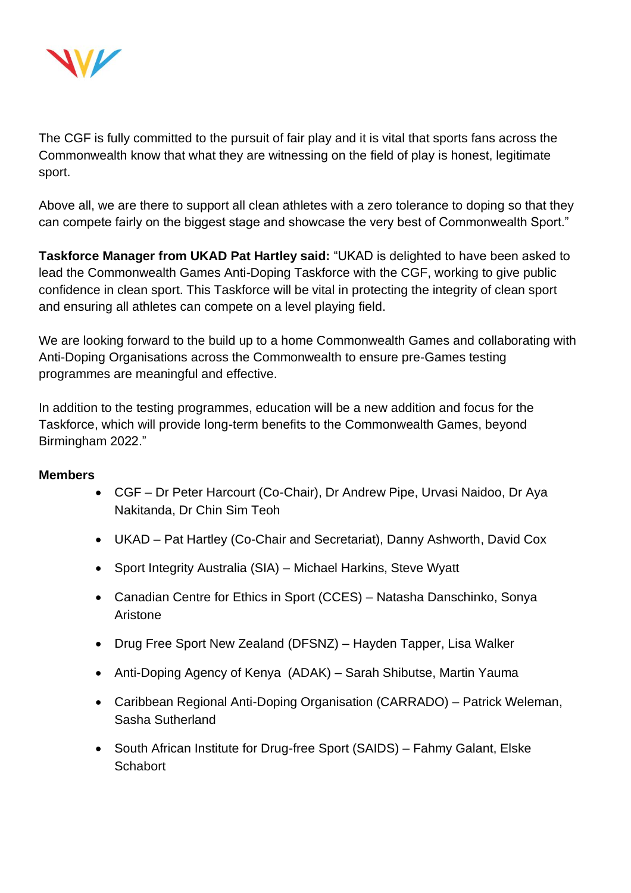The CGF is fully committed to the pursuit of fair play and it is vital that sports fans across the Commonwealth know that what they are witnessing on the field of play is honest, legitimate sport.

Above all, we are there to support all clean athletes with a zero tolerance to doping so that they can compete fairly on the biggest stage and showcase the very best of Commonwealth Sport."

**Taskforce Manager from UKAD Pat Hartley said:** "UKAD is delighted to have been asked to lead the Commonwealth Games Anti-Doping Taskforce with the CGF, working to give public confidence in clean sport. This Taskforce will be vital in protecting the integrity of clean sport and ensuring all athletes can compete on a level playing field.

We are looking forward to the build up to a home Commonwealth Games and collaborating with Anti-Doping Organisations across the Commonwealth to ensure pre-Games testing programmes are meaningful and effective.

In addition to the testing programmes, education will be a new addition and focus for the Taskforce, which will provide long-term benefits to the Commonwealth Games, beyond Birmingham 2022."

**Members**

- CGF – Dr Peter Harcourt (Co-Chair), Dr Andrew Pipe, Urvasi Naidoo, Dr Aya Nakitanda, Dr Chin Sim Teoh
- UKAD – Pat Hartley (Co-Chair and Secretariat), Danny Ashworth, David Cox
- Sport Integrity Australia (SIA) – Michael Harkins, Steve Wyatt
- Canadian Centre for Ethics in Sport (CCES) – Natasha Danschinko, Sonya Aristone
- Drug Free Sport New Zealand (DFSNZ) – Hayden Tapper, Lisa Walker
- Anti-Doping Agency of Kenya (ADAK) – Sarah Shibutse, Martin Yauma
- Caribbean Regional Anti-Doping Organisation (CARRADO) – Patrick Weleman, Sasha Sutherland
- South African Institute for Drug-free Sport (SAIDS) – Fahmy Galant, Elske Schabort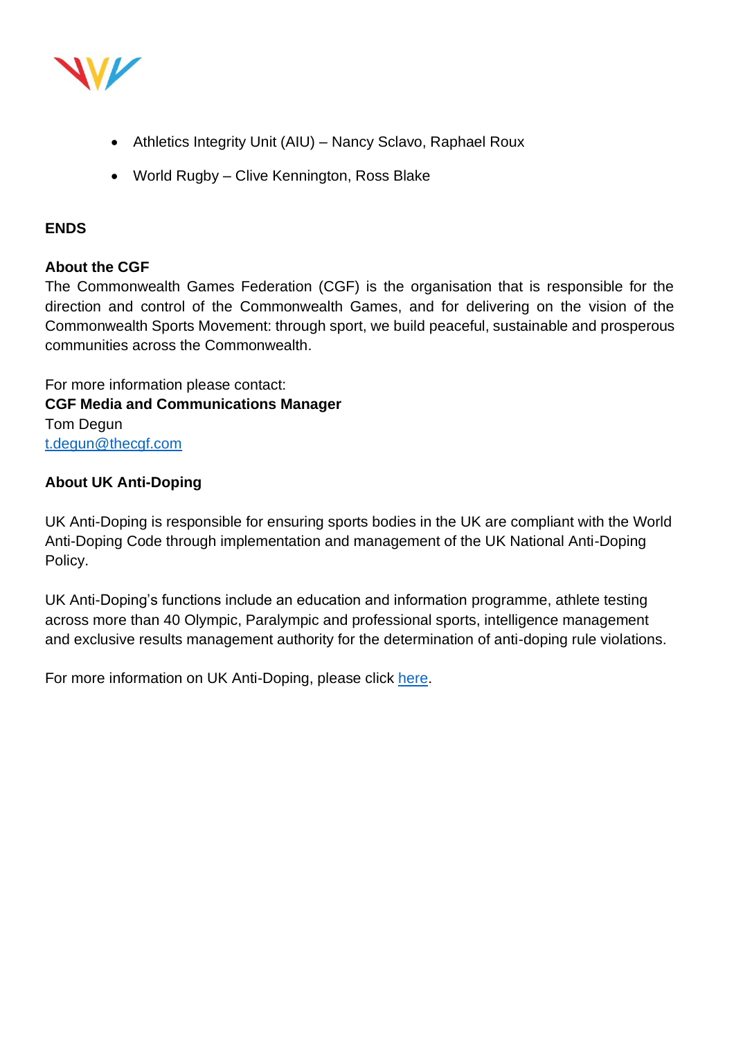- Athletics Integrity Unit (AIU) – Nancy Sclavo, Raphael Roux
- World Rugby – Clive Kennington, Ross Blake

**ENDS**

**About the CGF**

The Commonwealth Games Federation (CGF) is the organisation that is responsible for the direction and control of the Commonwealth Games, and for delivering on the vision of the Commonwealth Sports Movement: through sport, we build peaceful, sustainable and prosperous communities across the Commonwealth.

For more information please contact:
**CGF Media and Communications Manager**
Tom Degun
t.degun@thecgf.com

**About UK Anti-Doping**

UK Anti-Doping is responsible for ensuring sports bodies in the UK are compliant with the World Anti-Doping Code through implementation and management of the UK National Anti-Doping Policy.

UK Anti-Doping's functions include an education and information programme, athlete testing across more than 40 Olympic, Paralympic and professional sports, intelligence management and exclusive results management authority for the determination of anti-doping rule violations.

For more information on UK Anti-Doping, please click here.